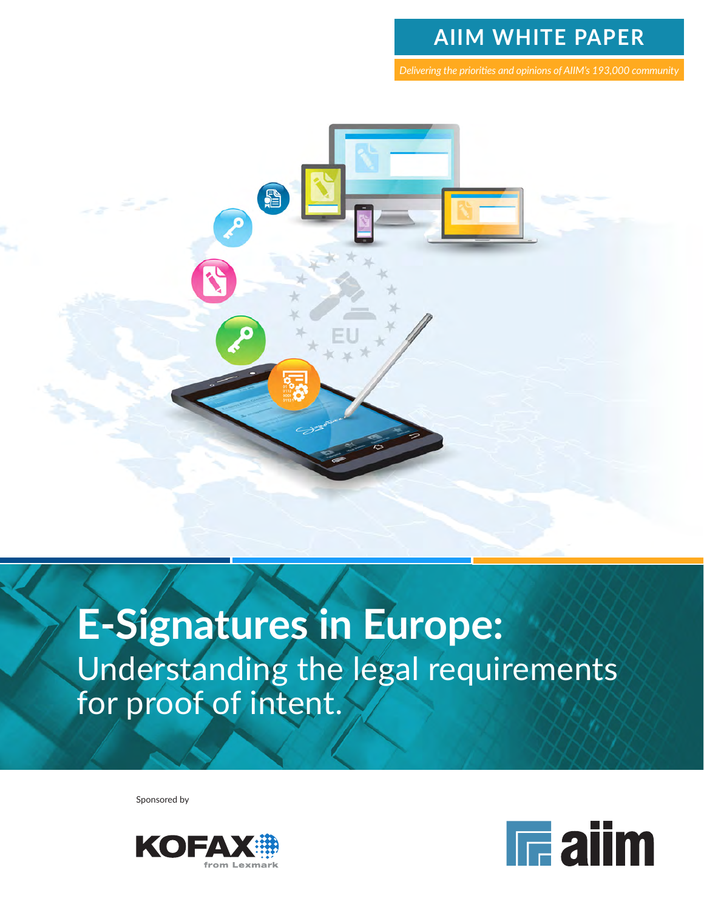# AIIM WHITE PAPER

*Delivering the priorities and opinions of AIIM's 193,000 community*

# E-Signatures in Europe:

## Understanding the legal requirements for proof of intent.

Sponsored by

KOFAX from Lexmark

aiim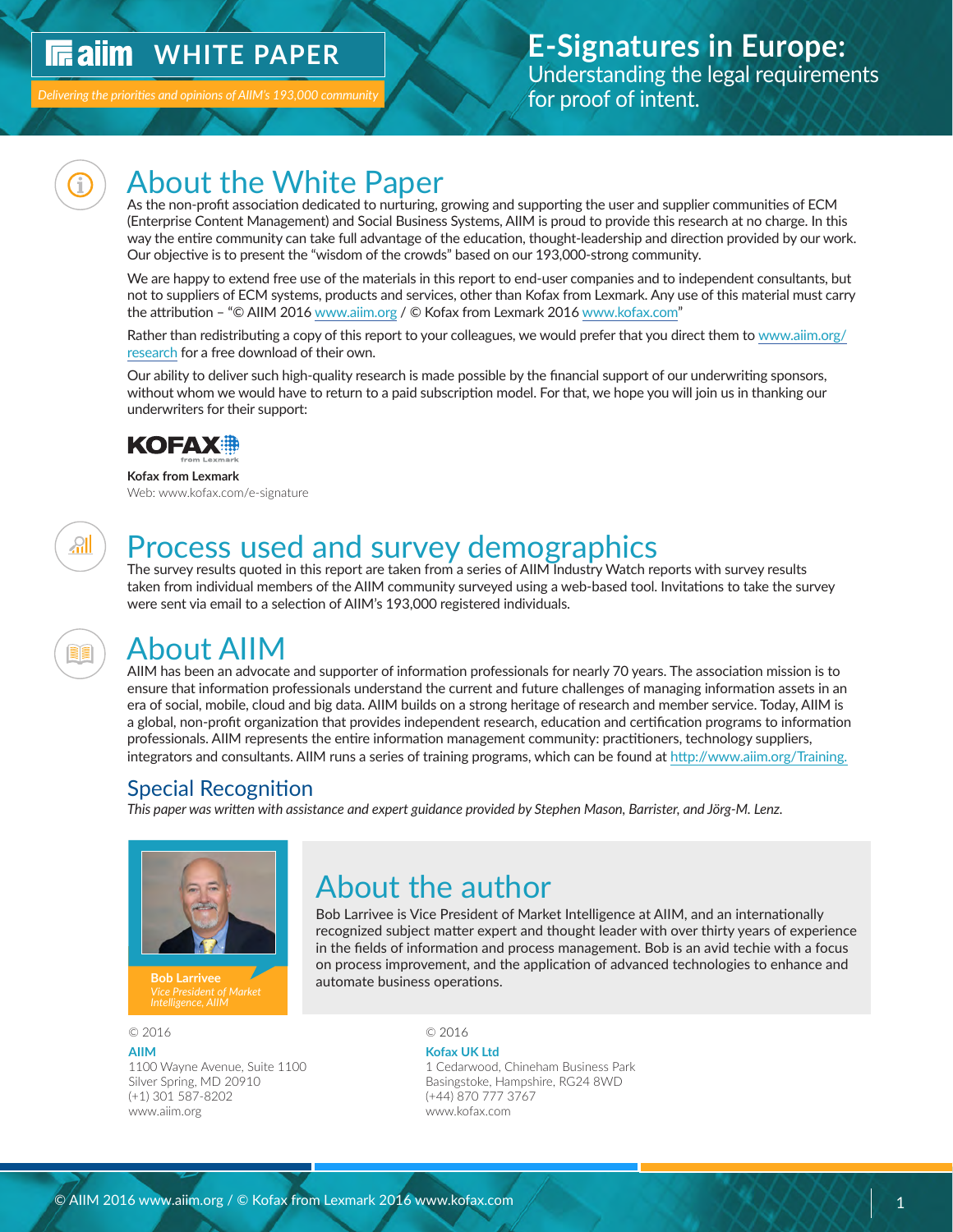# E-Signatures in Europe:

Understanding the legal requirements for proof of intent.

**WHITE PAPER**

*Delivering the priorities and opinions of AIIM's 193,000 community*

## About the White Paper

As the non-profit association dedicated to nurturing, growing and supporting the user and supplier communities of ECM (Enterprise Content Management) and Social Business Systems, AIIM is proud to provide this research at no charge. In this way the entire community can take full advantage of the education, thought-leadership and direction provided by our work. Our objective is to present the "wisdom of the crowds" based on our 193,000-strong community.

We are happy to extend free use of the materials in this report to end-user companies and to independent consultants, but not to suppliers of ECM systems, products and services, other than Kofax from Lexmark. Any use of this material must carry the attribution – "© AIIM 2016 www.aiim.org / © Kofax from Lexmark 2016 www.kofax.com"

Rather than redistributing a copy of this report to your colleagues, we would prefer that you direct them to www.aiim.org/research for a free download of their own.

Our ability to deliver such high-quality research is made possible by the financial support of our underwriting sponsors, without whom we would have to return to a paid subscription model. For that, we hope you will join us in thanking our underwriters for their support:

**Kofax from Lexmark**
Web: www.kofax.com/e-signature

## Process used and survey demographics

The survey results quoted in this report are taken from a series of AIIM Industry Watch reports with survey results taken from individual members of the AIIM community surveyed using a web-based tool. Invitations to take the survey were sent via email to a selection of AIIM's 193,000 registered individuals.

## About AIIM

AIIM has been an advocate and supporter of information professionals for nearly 70 years. The association mission is to ensure that information professionals understand the current and future challenges of managing information assets in an era of social, mobile, cloud and big data. AIIM builds on a strong heritage of research and member service. Today, AIIM is a global, non-profit organization that provides independent research, education and certification programs to information professionals. AIIM represents the entire information management community: practitioners, technology suppliers, integrators and consultants. AIIM runs a series of training programs, which can be found at http://www.aiim.org/Training.

### Special Recognition

*This paper was written with assistance and expert guidance provided by Stephen Mason, Barrister, and Jörg-M. Lenz.*

## About the author

**Bob Larrivee**
*Vice President of Market Intelligence, AIIM*

Bob Larrivee is Vice President of Market Intelligence at AIIM, and an internationally recognized subject matter expert and thought leader with over thirty years of experience in the fields of information and process management. Bob is an avid techie with a focus on process improvement, and the application of advanced technologies to enhance and automate business operations.

© 2016
**AIIM**
1100 Wayne Avenue, Suite 1100
Silver Spring, MD 20910
(+1) 301 587-8202
www.aiim.org

© 2016
**Kofax UK Ltd**
1 Cedarwood, Chineham Business Park
Basingstoke, Hampshire, RG24 8WD
(+44) 870 777 3767
www.kofax.com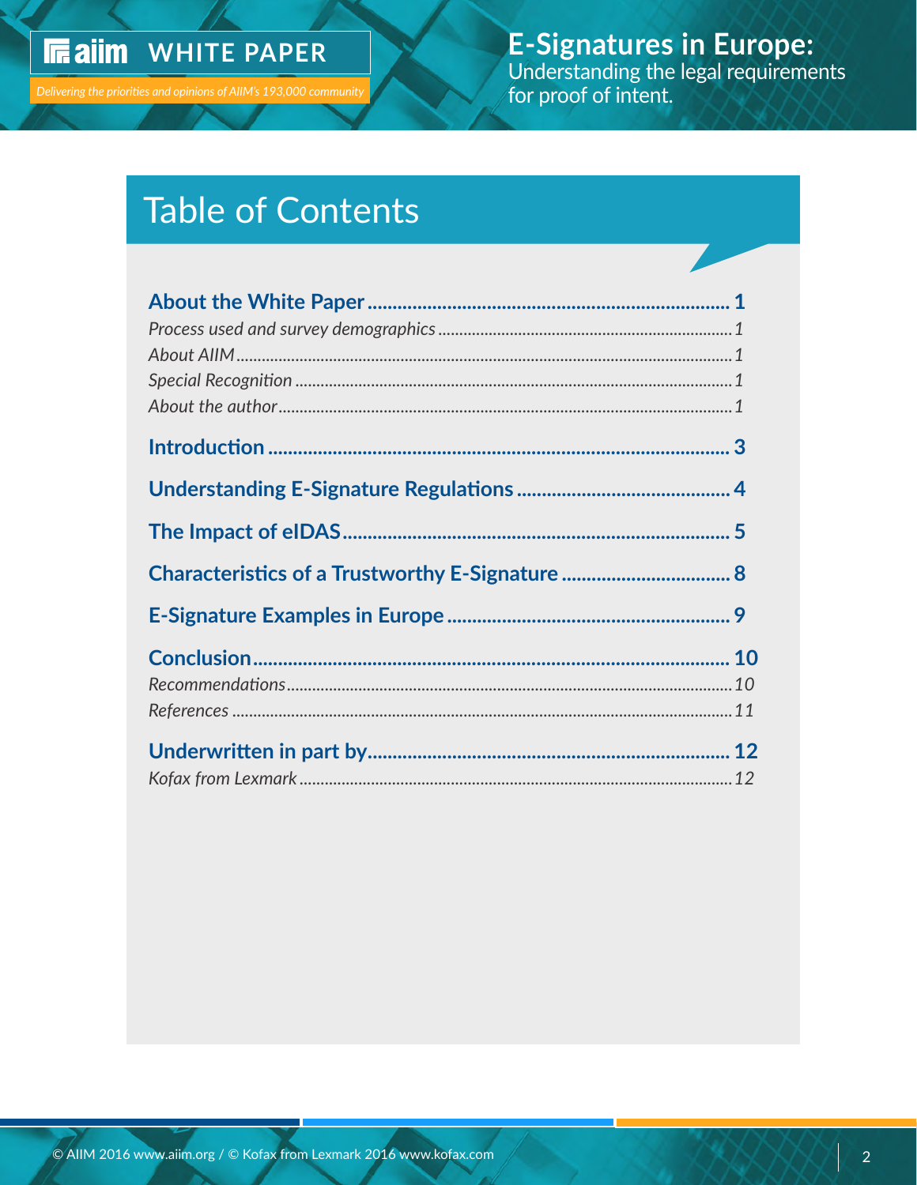# Table of Contents

**About the White Paper** ............................................................ **1**

*Process used and survey demographics* ............................................................ *1*

*About AIIM* ............................................................ *1*

*Special Recognition* ............................................................ *1*

*About the author* ............................................................ *1*

**Introduction** ............................................................ **3**

**Understanding E-Signature Regulations** ............................................................ **4**

**The Impact of eIDAS** ............................................................ **5**

**Characteristics of a Trustworthy E-Signature** ............................................................ **8**

**E-Signature Examples in Europe** ............................................................ **9**

**Conclusion** ............................................................ **10**

*Recommendations* ............................................................ *10*

*References* ............................................................ *11*

**Underwritten in part by** ............................................................ **12**

*Kofax from Lexmark* ............................................................ *12*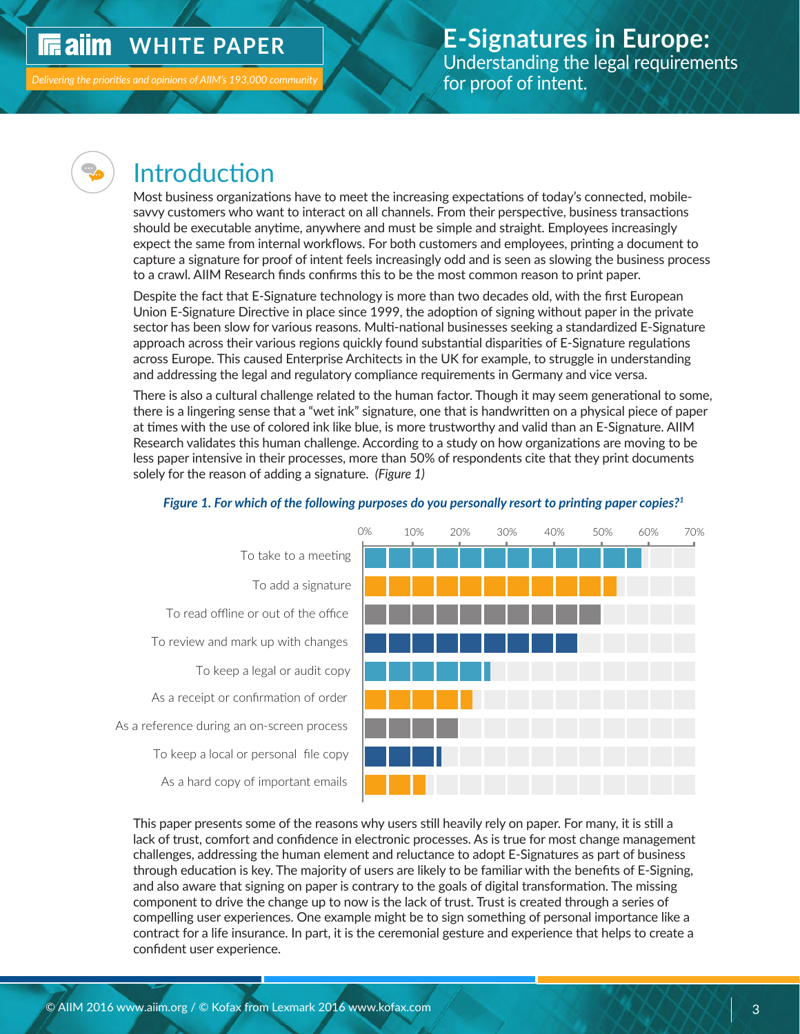## Introduction

Most business organizations have to meet the increasing expectations of today's connected, mobile-savvy customers who want to interact on all channels. From their perspective, business transactions should be executable anytime, anywhere and must be simple and straight. Employees increasingly expect the same from internal workflows. For both customers and employees, printing a document to capture a signature for proof of intent feels increasingly odd and is seen as slowing the business process to a crawl. AIIM Research finds confirms this to be the most common reason to print paper.

Despite the fact that E-Signature technology is more than two decades old, with the first European Union E-Signature Directive in place since 1999, the adoption of signing without paper in the private sector has been slow for various reasons. Multi-national businesses seeking a standardized E-Signature approach across their various regions quickly found substantial disparities of E-Signature regulations across Europe. This caused Enterprise Architects in the UK for example, to struggle in understanding and addressing the legal and regulatory compliance requirements in Germany and vice versa.

There is also a cultural challenge related to the human factor. Though it may seem generational to some, there is a lingering sense that a "wet ink" signature, one that is handwritten on a physical piece of paper at times with the use of colored ink like blue, is more trustworthy and valid than an E-Signature. AIIM Research validates this human challenge. According to a study on how organizations are moving to be less paper intensive in their processes, more than 50% of respondents cite that they print documents solely for the reason of adding a signature. *(Figure 1)*

***Figure 1. For which of the following purposes do you personally resort to printing paper copies?[1]***

| Purpose | Approx. % |
|---|---|
| To take to a meeting | ~59% |
| To add a signature | ~54% |
| To read offline or out of the office | ~50% |
| To review and mark up with changes | ~45% |
| To keep a legal or audit copy | ~27% |
| As a receipt or confirmation of order | ~23% |
| As a reference during an on-screen process | ~20% |
| To keep a local or personal file copy | ~16% |
| As a hard copy of important emails | ~13% |

This paper presents some of the reasons why users still heavily rely on paper. For many, it is still a lack of trust, comfort and confidence in electronic processes. As is true for most change management challenges, addressing the human element and reluctance to adopt E-Signatures as part of business through education is key. The majority of users are likely to be familiar with the benefits of E-Signing, and also aware that signing on paper is contrary to the goals of digital transformation. The missing component to drive the change up to now is the lack of trust. Trust is created through a series of compelling user experiences. One example might be to sign something of personal importance like a contract for a life insurance. In part, it is the ceremonial gesture and experience that helps to create a confident user experience.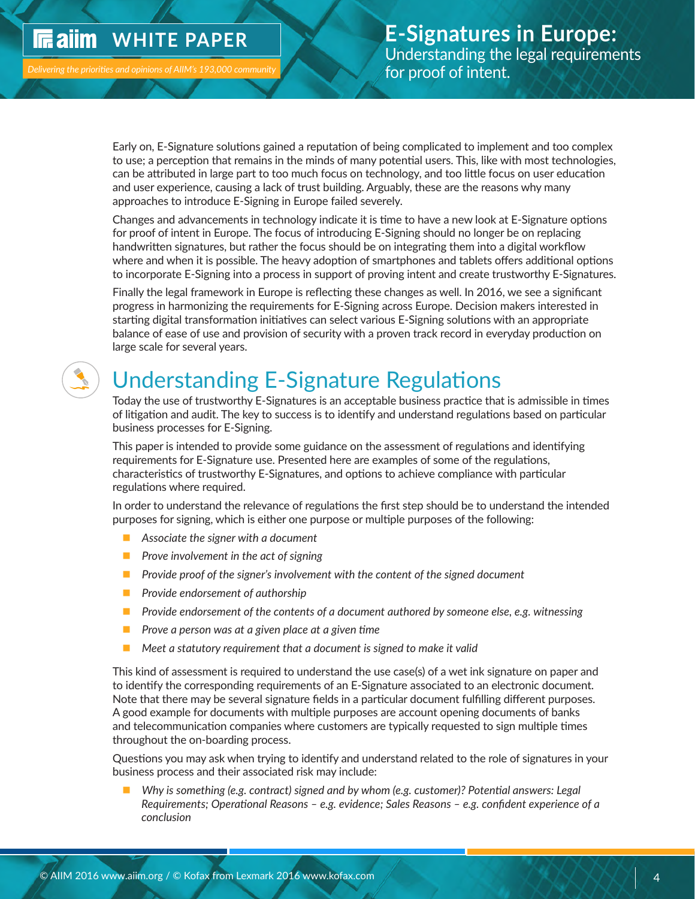Early on, E-Signature solutions gained a reputation of being complicated to implement and too complex to use; a perception that remains in the minds of many potential users. This, like with most technologies, can be attributed in large part to too much focus on technology, and too little focus on user education and user experience, causing a lack of trust building. Arguably, these are the reasons why many approaches to introduce E-Signing in Europe failed severely.

Changes and advancements in technology indicate it is time to have a new look at E-Signature options for proof of intent in Europe. The focus of introducing E-Signing should no longer be on replacing handwritten signatures, but rather the focus should be on integrating them into a digital workflow where and when it is possible. The heavy adoption of smartphones and tablets offers additional options to incorporate E-Signing into a process in support of proving intent and create trustworthy E-Signatures.

Finally the legal framework in Europe is reflecting these changes as well. In 2016, we see a significant progress in harmonizing the requirements for E-Signing across Europe. Decision makers interested in starting digital transformation initiatives can select various E-Signing solutions with an appropriate balance of ease of use and provision of security with a proven track record in everyday production on large scale for several years.

## Understanding E-Signature Regulations

Today the use of trustworthy E-Signatures is an acceptable business practice that is admissible in times of litigation and audit. The key to success is to identify and understand regulations based on particular business processes for E-Signing.

This paper is intended to provide some guidance on the assessment of regulations and identifying requirements for E-Signature use. Presented here are examples of some of the regulations, characteristics of trustworthy E-Signatures, and options to achieve compliance with particular regulations where required.

In order to understand the relevance of regulations the first step should be to understand the intended purposes for signing, which is either one purpose or multiple purposes of the following:

- *Associate the signer with a document*
- *Prove involvement in the act of signing*
- *Provide proof of the signer's involvement with the content of the signed document*
- *Provide endorsement of authorship*
- *Provide endorsement of the contents of a document authored by someone else, e.g. witnessing*
- *Prove a person was at a given place at a given time*
- *Meet a statutory requirement that a document is signed to make it valid*

This kind of assessment is required to understand the use case(s) of a wet ink signature on paper and to identify the corresponding requirements of an E-Signature associated to an electronic document. Note that there may be several signature fields in a particular document fulfilling different purposes. A good example for documents with multiple purposes are account opening documents of banks and telecommunication companies where customers are typically requested to sign multiple times throughout the on-boarding process.

Questions you may ask when trying to identify and understand related to the role of signatures in your business process and their associated risk may include:

- *Why is something (e.g. contract) signed and by whom (e.g. customer)? Potential answers: Legal Requirements; Operational Reasons – e.g. evidence; Sales Reasons – e.g. confident experience of a conclusion*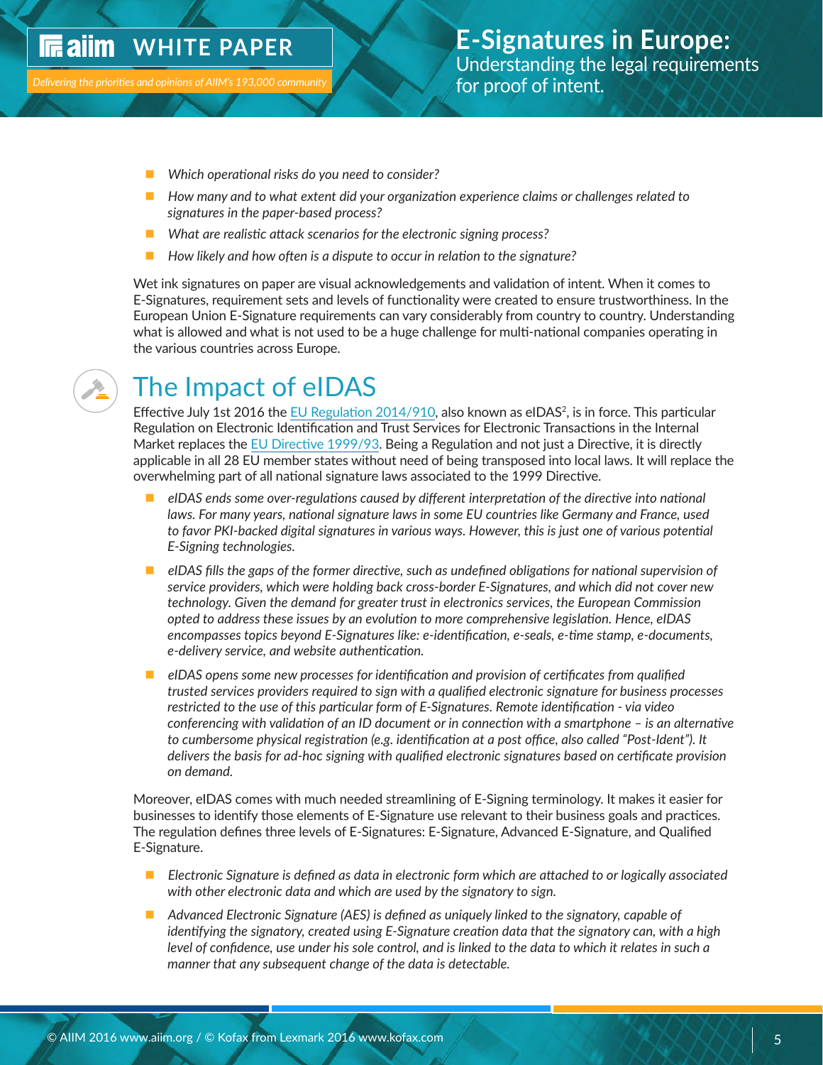- *Which operational risks do you need to consider?*
- *How many and to what extent did your organization experience claims or challenges related to signatures in the paper-based process?*
- *What are realistic attack scenarios for the electronic signing process?*
- *How likely and how often is a dispute to occur in relation to the signature?*

Wet ink signatures on paper are visual acknowledgements and validation of intent. When it comes to E-Signatures, requirement sets and levels of functionality were created to ensure trustworthiness. In the European Union E-Signature requirements can vary considerably from country to country. Understanding what is allowed and what is not used to be a huge challenge for multi-national companies operating in the various countries across Europe.

## The Impact of eIDAS

Effective July 1st 2016 the EU Regulation 2014/910, also known as eIDAS[2], is in force. This particular Regulation on Electronic Identification and Trust Services for Electronic Transactions in the Internal Market replaces the EU Directive 1999/93. Being a Regulation and not just a Directive, it is directly applicable in all 28 EU member states without need of being transposed into local laws. It will replace the overwhelming part of all national signature laws associated to the 1999 Directive.

- *eIDAS ends some over-regulations caused by different interpretation of the directive into national laws. For many years, national signature laws in some EU countries like Germany and France, used to favor PKI-backed digital signatures in various ways. However, this is just one of various potential E-Signing technologies.*
- *eIDAS fills the gaps of the former directive, such as undefined obligations for national supervision of service providers, which were holding back cross-border E-Signatures, and which did not cover new technology. Given the demand for greater trust in electronics services, the European Commission opted to address these issues by an evolution to more comprehensive legislation. Hence, eIDAS encompasses topics beyond E-Signatures like: e-identification, e-seals, e-time stamp, e-documents, e-delivery service, and website authentication.*
- *eIDAS opens some new processes for identification and provision of certificates from qualified trusted services providers required to sign with a qualified electronic signature for business processes restricted to the use of this particular form of E-Signatures. Remote identification - via video conferencing with validation of an ID document or in connection with a smartphone – is an alternative to cumbersome physical registration (e.g. identification at a post office, also called "Post-Ident"). It delivers the basis for ad-hoc signing with qualified electronic signatures based on certificate provision on demand.*

Moreover, eIDAS comes with much needed streamlining of E-Signing terminology. It makes it easier for businesses to identify those elements of E-Signature use relevant to their business goals and practices. The regulation defines three levels of E-Signatures: E-Signature, Advanced E-Signature, and Qualified E-Signature.

- *Electronic Signature is defined as data in electronic form which are attached to or logically associated with other electronic data and which are used by the signatory to sign.*
- *Advanced Electronic Signature (AES) is defined as uniquely linked to the signatory, capable of identifying the signatory, created using E-Signature creation data that the signatory can, with a high level of confidence, use under his sole control, and is linked to the data to which it relates in such a manner that any subsequent change of the data is detectable.*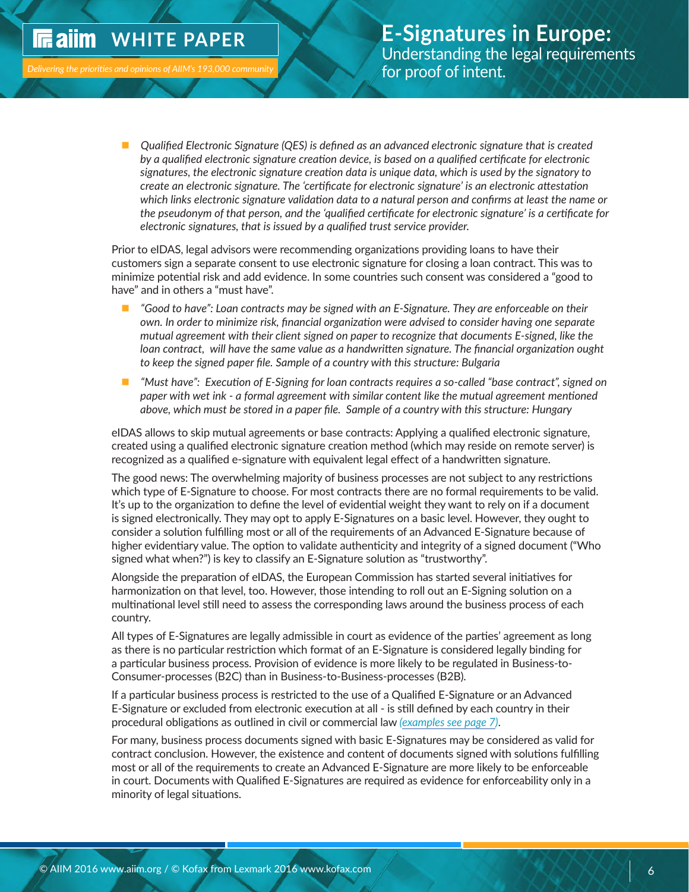- *Qualified Electronic Signature (QES) is defined as an advanced electronic signature that is created by a qualified electronic signature creation device, is based on a qualified certificate for electronic signatures, the electronic signature creation data is unique data, which is used by the signatory to create an electronic signature. The 'certificate for electronic signature' is an electronic attestation which links electronic signature validation data to a natural person and confirms at least the name or the pseudonym of that person, and the 'qualified certificate for electronic signature' is a certificate for electronic signatures, that is issued by a qualified trust service provider.*

Prior to eIDAS, legal advisors were recommending organizations providing loans to have their customers sign a separate consent to use electronic signature for closing a loan contract. This was to minimize potential risk and add evidence. In some countries such consent was considered a "good to have" and in others a "must have".

- *"Good to have": Loan contracts may be signed with an E-Signature. They are enforceable on their own. In order to minimize risk, financial organization were advised to consider having one separate mutual agreement with their client signed on paper to recognize that documents E-signed, like the loan contract, will have the same value as a handwritten signature. The financial organization ought to keep the signed paper file. Sample of a country with this structure: Bulgaria*
- *"Must have": Execution of E-Signing for loan contracts requires a so-called "base contract", signed on paper with wet ink - a formal agreement with similar content like the mutual agreement mentioned above, which must be stored in a paper file. Sample of a country with this structure: Hungary*

eIDAS allows to skip mutual agreements or base contracts: Applying a qualified electronic signature, created using a qualified electronic signature creation method (which may reside on remote server) is recognized as a qualified e-signature with equivalent legal effect of a handwritten signature.

The good news: The overwhelming majority of business processes are not subject to any restrictions which type of E-Signature to choose. For most contracts there are no formal requirements to be valid. It's up to the organization to define the level of evidential weight they want to rely on if a document is signed electronically. They may opt to apply E-Signatures on a basic level. However, they ought to consider a solution fulfilling most or all of the requirements of an Advanced E-Signature because of higher evidentiary value. The option to validate authenticity and integrity of a signed document ("Who signed what when?") is key to classify an E-Signature solution as "trustworthy".

Alongside the preparation of eIDAS, the European Commission has started several initiatives for harmonization on that level, too. However, those intending to roll out an E-Signing solution on a multinational level still need to assess the corresponding laws around the business process of each country.

All types of E-Signatures are legally admissible in court as evidence of the parties' agreement as long as there is no particular restriction which format of an E-Signature is considered legally binding for a particular business process. Provision of evidence is more likely to be regulated in Business-to-Consumer-processes (B2C) than in Business-to-Business-processes (B2B).

If a particular business process is restricted to the use of a Qualified E-Signature or an Advanced E-Signature or excluded from electronic execution at all - is still defined by each country in their procedural obligations as outlined in civil or commercial law *(examples see page 7)*.

For many, business process documents signed with basic E-Signatures may be considered as valid for contract conclusion. However, the existence and content of documents signed with solutions fulfilling most or all of the requirements to create an Advanced E-Signature are more likely to be enforceable in court. Documents with Qualified E-Signatures are required as evidence for enforceability only in a minority of legal situations.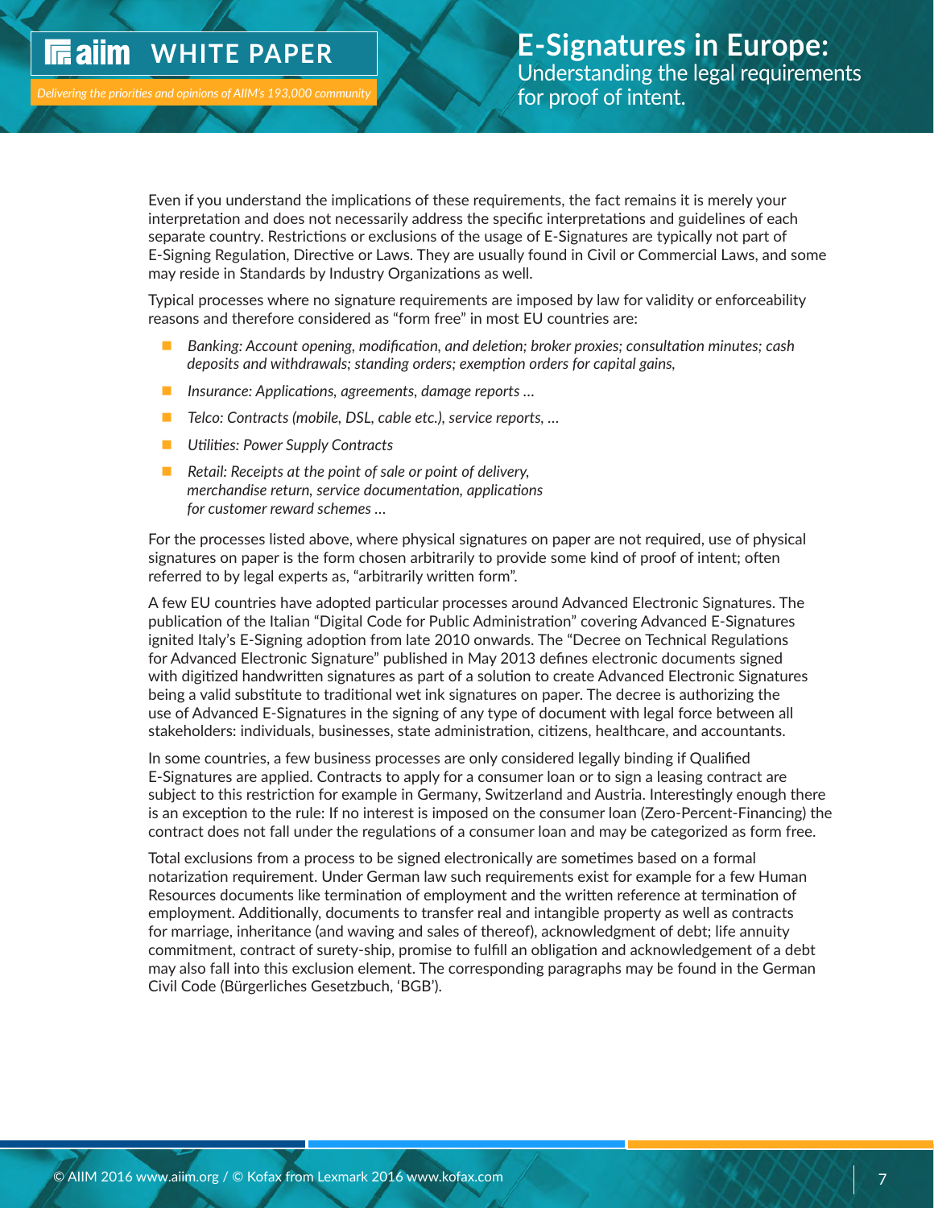Even if you understand the implications of these requirements, the fact remains it is merely your interpretation and does not necessarily address the specific interpretations and guidelines of each separate country. Restrictions or exclusions of the usage of E-Signatures are typically not part of E-Signing Regulation, Directive or Laws. They are usually found in Civil or Commercial Laws, and some may reside in Standards by Industry Organizations as well.

Typical processes where no signature requirements are imposed by law for validity or enforceability reasons and therefore considered as "form free" in most EU countries are:

- *Banking: Account opening, modification, and deletion; broker proxies; consultation minutes; cash deposits and withdrawals; standing orders; exemption orders for capital gains,*
- *Insurance: Applications, agreements, damage reports …*
- *Telco: Contracts (mobile, DSL, cable etc.), service reports, …*
- *Utilities: Power Supply Contracts*
- *Retail: Receipts at the point of sale or point of delivery, merchandise return, service documentation, applications for customer reward schemes …*

For the processes listed above, where physical signatures on paper are not required, use of physical signatures on paper is the form chosen arbitrarily to provide some kind of proof of intent; often referred to by legal experts as, "arbitrarily written form".

A few EU countries have adopted particular processes around Advanced Electronic Signatures. The publication of the Italian "Digital Code for Public Administration" covering Advanced E-Signatures ignited Italy's E-Signing adoption from late 2010 onwards. The "Decree on Technical Regulations for Advanced Electronic Signature" published in May 2013 defines electronic documents signed with digitized handwritten signatures as part of a solution to create Advanced Electronic Signatures being a valid substitute to traditional wet ink signatures on paper. The decree is authorizing the use of Advanced E-Signatures in the signing of any type of document with legal force between all stakeholders: individuals, businesses, state administration, citizens, healthcare, and accountants.

In some countries, a few business processes are only considered legally binding if Qualified E-Signatures are applied. Contracts to apply for a consumer loan or to sign a leasing contract are subject to this restriction for example in Germany, Switzerland and Austria. Interestingly enough there is an exception to the rule: If no interest is imposed on the consumer loan (Zero-Percent-Financing) the contract does not fall under the regulations of a consumer loan and may be categorized as form free.

Total exclusions from a process to be signed electronically are sometimes based on a formal notarization requirement. Under German law such requirements exist for example for a few Human Resources documents like termination of employment and the written reference at termination of employment. Additionally, documents to transfer real and intangible property as well as contracts for marriage, inheritance (and waving and sales of thereof), acknowledgment of debt; life annuity commitment, contract of surety-ship, promise to fulfill an obligation and acknowledgement of a debt may also fall into this exclusion element. The corresponding paragraphs may be found in the German Civil Code (Bürgerliches Gesetzbuch, 'BGB').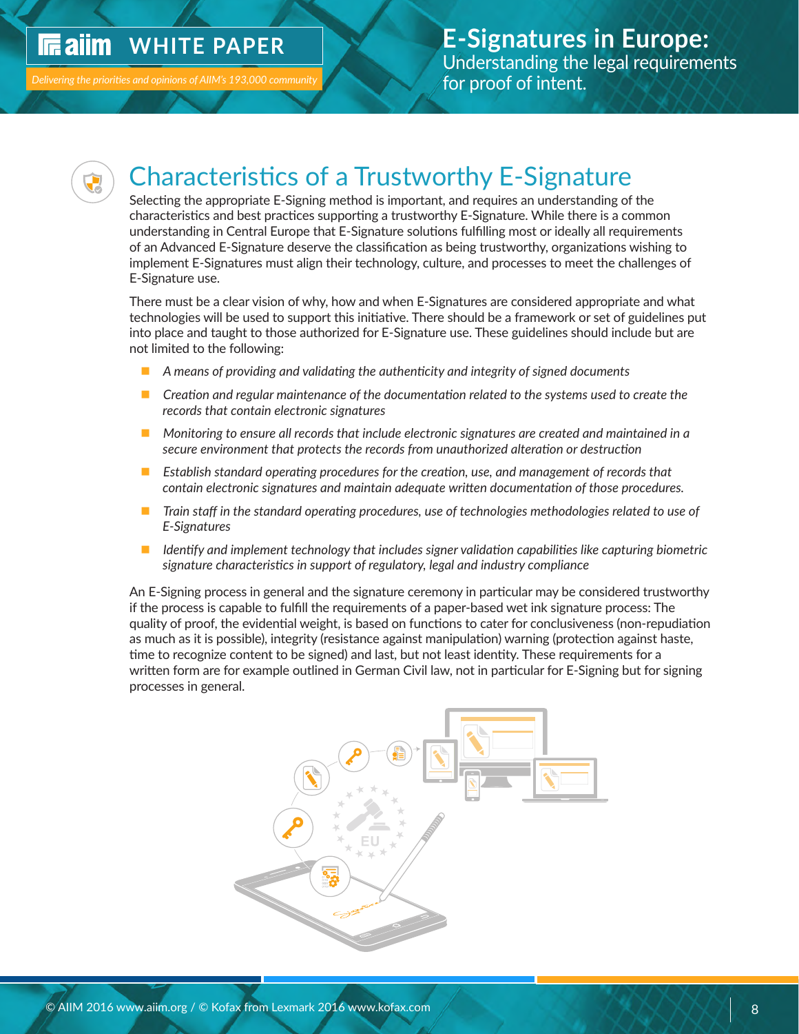# Characteristics of a Trustworthy E-Signature

Selecting the appropriate E-Signing method is important, and requires an understanding of the characteristics and best practices supporting a trustworthy E-Signature. While there is a common understanding in Central Europe that E-Signature solutions fulfilling most or ideally all requirements of an Advanced E-Signature deserve the classification as being trustworthy, organizations wishing to implement E-Signatures must align their technology, culture, and processes to meet the challenges of E-Signature use.

There must be a clear vision of why, how and when E-Signatures are considered appropriate and what technologies will be used to support this initiative. There should be a framework or set of guidelines put into place and taught to those authorized for E-Signature use. These guidelines should include but are not limited to the following:

- *A means of providing and validating the authenticity and integrity of signed documents*
- *Creation and regular maintenance of the documentation related to the systems used to create the records that contain electronic signatures*
- *Monitoring to ensure all records that include electronic signatures are created and maintained in a secure environment that protects the records from unauthorized alteration or destruction*
- *Establish standard operating procedures for the creation, use, and management of records that contain electronic signatures and maintain adequate written documentation of those procedures.*
- *Train staff in the standard operating procedures, use of technologies methodologies related to use of E-Signatures*
- *Identify and implement technology that includes signer validation capabilities like capturing biometric signature characteristics in support of regulatory, legal and industry compliance*

An E-Signing process in general and the signature ceremony in particular may be considered trustworthy if the process is capable to fulfill the requirements of a paper-based wet ink signature process: The quality of proof, the evidential weight, is based on functions to cater for conclusiveness (non-repudiation as much as it is possible), integrity (resistance against manipulation) warning (protection against haste, time to recognize content to be signed) and last, but not least identity. These requirements for a written form are for example outlined in German Civil law, not in particular for E-Signing but for signing processes in general.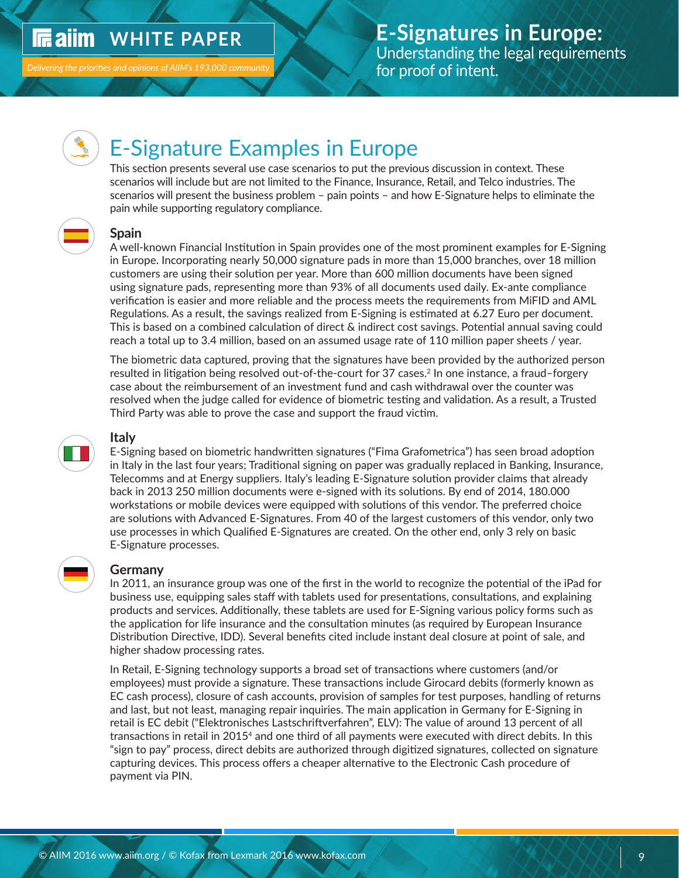# E-Signature Examples in Europe

This section presents several use case scenarios to put the previous discussion in context. These scenarios will include but are not limited to the Finance, Insurance, Retail, and Telco industries. The scenarios will present the business problem – pain points – and how E-Signature helps to eliminate the pain while supporting regulatory compliance.

## Spain

A well-known Financial Institution in Spain provides one of the most prominent examples for E-Signing in Europe. Incorporating nearly 50,000 signature pads in more than 15,000 branches, over 18 million customers are using their solution per year. More than 600 million documents have been signed using signature pads, representing more than 93% of all documents used daily. Ex-ante compliance verification is easier and more reliable and the process meets the requirements from MiFID and AML Regulations. As a result, the savings realized from E-Signing is estimated at 6.27 Euro per document. This is based on a combined calculation of direct & indirect cost savings. Potential annual saving could reach a total up to 3.4 million, based on an assumed usage rate of 110 million paper sheets / year.

The biometric data captured, proving that the signatures have been provided by the authorized person resulted in litigation being resolved out-of-the-court for 37 cases.[2] In one instance, a fraud–forgery case about the reimbursement of an investment fund and cash withdrawal over the counter was resolved when the judge called for evidence of biometric testing and validation. As a result, a Trusted Third Party was able to prove the case and support the fraud victim.

## Italy

E-Signing based on biometric handwritten signatures ("Fima Grafometrica") has seen broad adoption in Italy in the last four years; Traditional signing on paper was gradually replaced in Banking, Insurance, Telecomms and at Energy suppliers. Italy's leading E-Signature solution provider claims that already back in 2013 250 million documents were e-signed with its solutions. By end of 2014, 180.000 workstations or mobile devices were equipped with solutions of this vendor. The preferred choice are solutions with Advanced E-Signatures. From 40 of the largest customers of this vendor, only two use processes in which Qualified E-Signatures are created. On the other end, only 3 rely on basic E-Signature processes.

## Germany

In 2011, an insurance group was one of the first in the world to recognize the potential of the iPad for business use, equipping sales staff with tablets used for presentations, consultations, and explaining products and services. Additionally, these tablets are used for E-Signing various policy forms such as the application for life insurance and the consultation minutes (as required by European Insurance Distribution Directive, IDD). Several benefits cited include instant deal closure at point of sale, and higher shadow processing rates.

In Retail, E-Signing technology supports a broad set of transactions where customers (and/or employees) must provide a signature. These transactions include Girocard debits (formerly known as EC cash process), closure of cash accounts, provision of samples for test purposes, handling of returns and last, but not least, managing repair inquiries. The main application in Germany for E-Signing in retail is EC debit ("Elektronisches Lastschriftverfahren", ELV): The value of around 13 percent of all transactions in retail in 2015[4] and one third of all payments were executed with direct debits. In this "sign to pay" process, direct debits are authorized through digitized signatures, collected on signature capturing devices. This process offers a cheaper alternative to the Electronic Cash procedure of payment via PIN.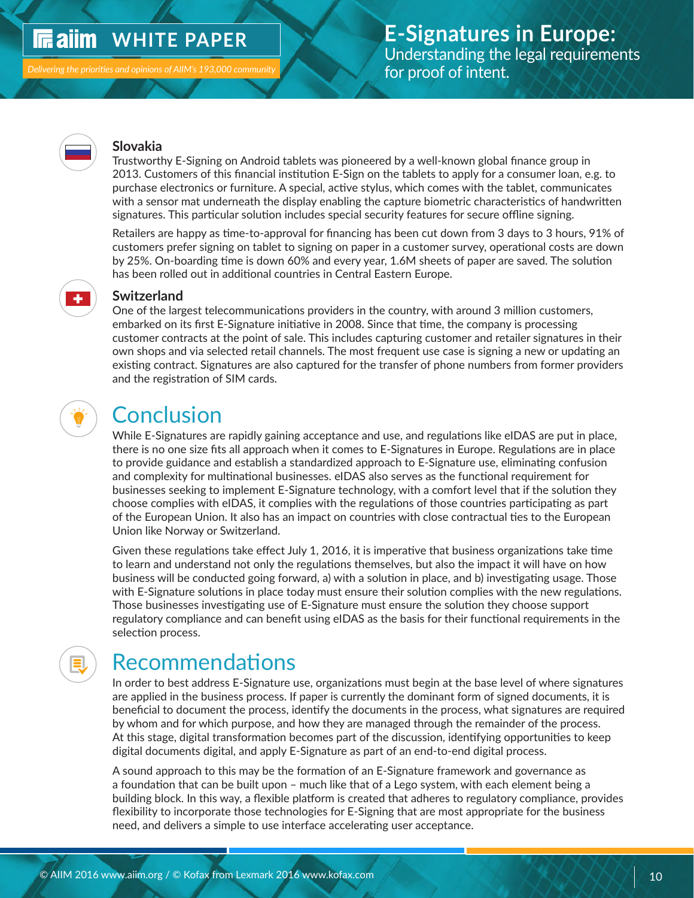### Slovakia

Trustworthy E-Signing on Android tablets was pioneered by a well-known global finance group in 2013. Customers of this financial institution E-Sign on the tablets to apply for a consumer loan, e.g. to purchase electronics or furniture. A special, active stylus, which comes with the tablet, communicates with a sensor mat underneath the display enabling the capture biometric characteristics of handwritten signatures. This particular solution includes special security features for secure offline signing.

Retailers are happy as time-to-approval for financing has been cut down from 3 days to 3 hours, 91% of customers prefer signing on tablet to signing on paper in a customer survey, operational costs are down by 25%. On-boarding time is down 60% and every year, 1.6M sheets of paper are saved. The solution has been rolled out in additional countries in Central Eastern Europe.

### Switzerland

One of the largest telecommunications providers in the country, with around 3 million customers, embarked on its first E-Signature initiative in 2008. Since that time, the company is processing customer contracts at the point of sale. This includes capturing customer and retailer signatures in their own shops and via selected retail channels. The most frequent use case is signing a new or updating an existing contract. Signatures are also captured for the transfer of phone numbers from former providers and the registration of SIM cards.

## Conclusion

While E-Signatures are rapidly gaining acceptance and use, and regulations like eIDAS are put in place, there is no one size fits all approach when it comes to E-Signatures in Europe. Regulations are in place to provide guidance and establish a standardized approach to E-Signature use, eliminating confusion and complexity for multinational businesses. eIDAS also serves as the functional requirement for businesses seeking to implement E-Signature technology, with a comfort level that if the solution they choose complies with eIDAS, it complies with the regulations of those countries participating as part of the European Union. It also has an impact on countries with close contractual ties to the European Union like Norway or Switzerland.

Given these regulations take effect July 1, 2016, it is imperative that business organizations take time to learn and understand not only the regulations themselves, but also the impact it will have on how business will be conducted going forward, a) with a solution in place, and b) investigating usage. Those with E-Signature solutions in place today must ensure their solution complies with the new regulations. Those businesses investigating use of E-Signature must ensure the solution they choose support regulatory compliance and can benefit using eIDAS as the basis for their functional requirements in the selection process.

## Recommendations

In order to best address E-Signature use, organizations must begin at the base level of where signatures are applied in the business process. If paper is currently the dominant form of signed documents, it is beneficial to document the process, identify the documents in the process, what signatures are required by whom and for which purpose, and how they are managed through the remainder of the process. At this stage, digital transformation becomes part of the discussion, identifying opportunities to keep digital documents digital, and apply E-Signature as part of an end-to-end digital process.

A sound approach to this may be the formation of an E-Signature framework and governance as a foundation that can be built upon – much like that of a Lego system, with each element being a building block. In this way, a flexible platform is created that adheres to regulatory compliance, provides flexibility to incorporate those technologies for E-Signing that are most appropriate for the business need, and delivers a simple to use interface accelerating user acceptance.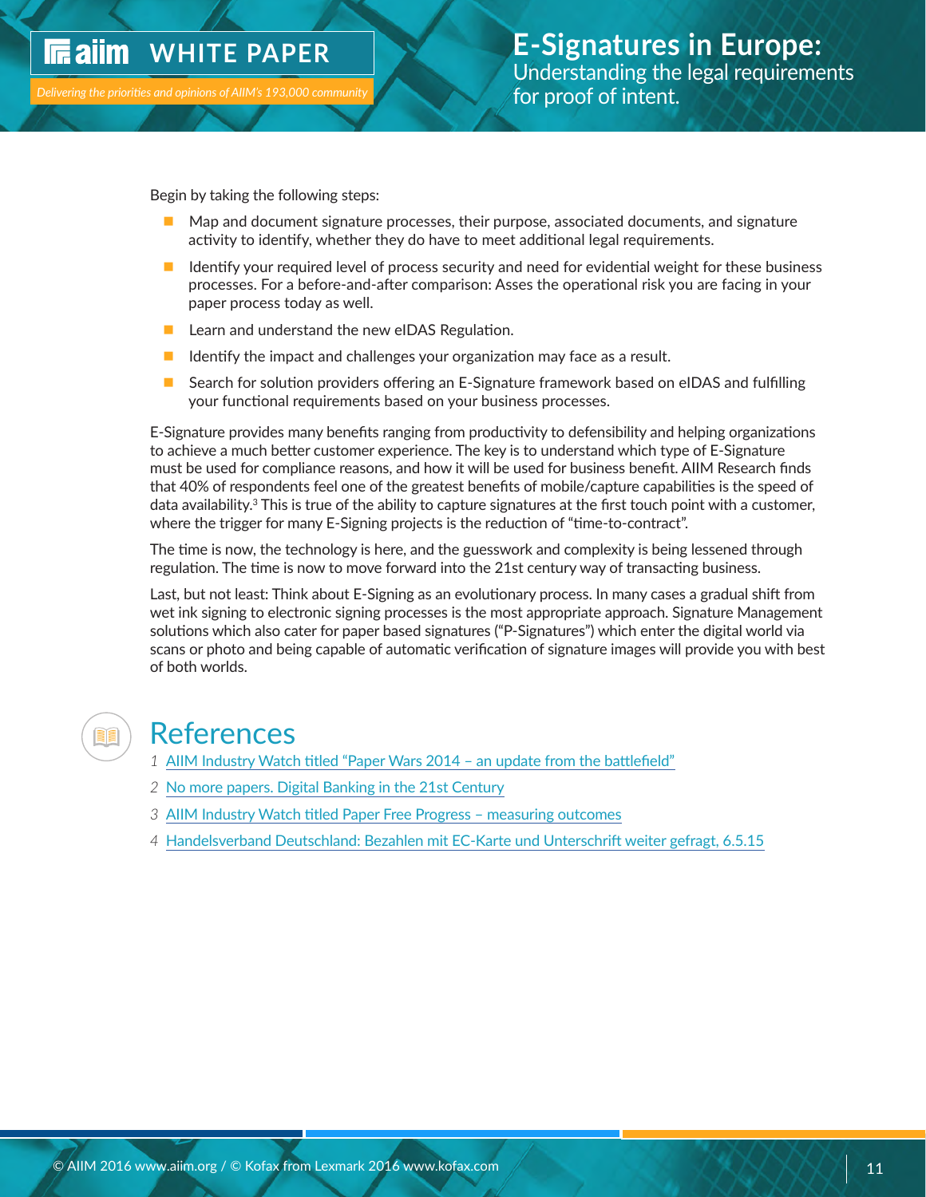Begin by taking the following steps:

- Map and document signature processes, their purpose, associated documents, and signature activity to identify, whether they do have to meet additional legal requirements.
- Identify your required level of process security and need for evidential weight for these business processes. For a before-and-after comparison: Asses the operational risk you are facing in your paper process today as well.
- Learn and understand the new eIDAS Regulation.
- Identify the impact and challenges your organization may face as a result.
- Search for solution providers offering an E-Signature framework based on eIDAS and fulfilling your functional requirements based on your business processes.

E-Signature provides many benefits ranging from productivity to defensibility and helping organizations to achieve a much better customer experience. The key is to understand which type of E-Signature must be used for compliance reasons, and how it will be used for business benefit. AIIM Research finds that 40% of respondents feel one of the greatest benefits of mobile/capture capabilities is the speed of data availability.[3] This is true of the ability to capture signatures at the first touch point with a customer, where the trigger for many E-Signing projects is the reduction of "time-to-contract".

The time is now, the technology is here, and the guesswork and complexity is being lessened through regulation. The time is now to move forward into the 21st century way of transacting business.

Last, but not least: Think about E-Signing as an evolutionary process. In many cases a gradual shift from wet ink signing to electronic signing processes is the most appropriate approach. Signature Management solutions which also cater for paper based signatures ("P-Signatures") which enter the digital world via scans or photo and being capable of automatic verification of signature images will provide you with best of both worlds.

# References

1. AIIM Industry Watch titled "Paper Wars 2014 – an update from the battlefield"
2. No more papers. Digital Banking in the 21st Century
3. AIIM Industry Watch titled Paper Free Progress – measuring outcomes
4. Handelsverband Deutschland: Bezahlen mit EC-Karte und Unterschrift weiter gefragt, 6.5.15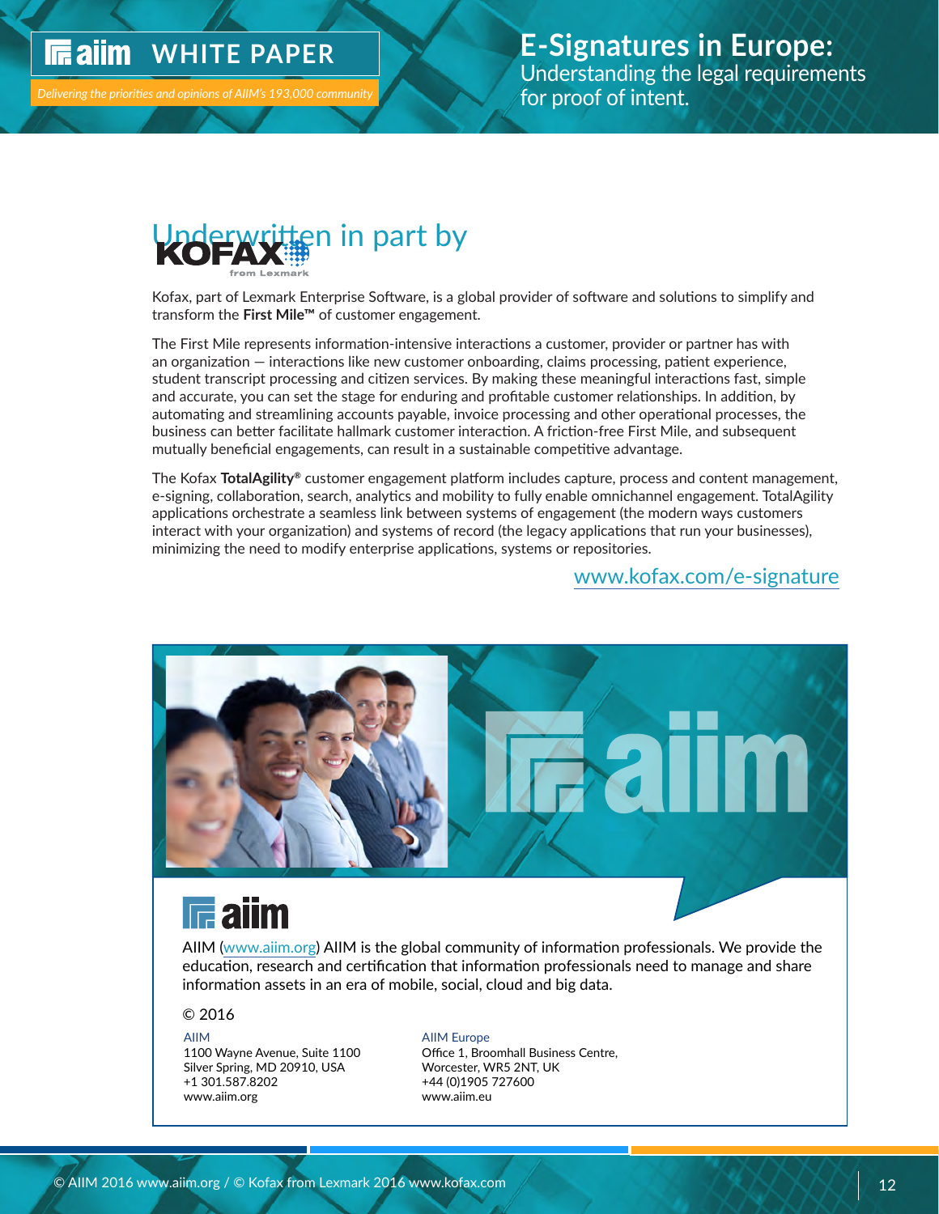## Underwritten in part by

KOFAX from Lexmark

Kofax, part of Lexmark Enterprise Software, is a global provider of software and solutions to simplify and transform the **First Mile™** of customer engagement.

The First Mile represents information-intensive interactions a customer, provider or partner has with an organization — interactions like new customer onboarding, claims processing, patient experience, student transcript processing and citizen services. By making these meaningful interactions fast, simple and accurate, you can set the stage for enduring and profitable customer relationships. In addition, by automating and streamlining accounts payable, invoice processing and other operational processes, the business can better facilitate hallmark customer interaction. A friction-free First Mile, and subsequent mutually beneficial engagements, can result in a sustainable competitive advantage.

The Kofax **TotalAgility®** customer engagement platform includes capture, process and content management, e-signing, collaboration, search, analytics and mobility to fully enable omnichannel engagement. TotalAgility applications orchestrate a seamless link between systems of engagement (the modern ways customers interact with your organization) and systems of record (the legacy applications that run your businesses), minimizing the need to modify enterprise applications, systems or repositories.

www.kofax.com/e-signature

## aiim

AIIM (www.aiim.org) AIIM is the global community of information professionals. We provide the education, research and certification that information professionals need to manage and share information assets in an era of mobile, social, cloud and big data.

© 2016

AIIM
1100 Wayne Avenue, Suite 1100
Silver Spring, MD 20910, USA
+1 301.587.8202
www.aiim.org

AIIM Europe
Office 1, Broomhall Business Centre,
Worcester, WR5 2NT, UK
+44 (0)1905 727600
www.aiim.eu